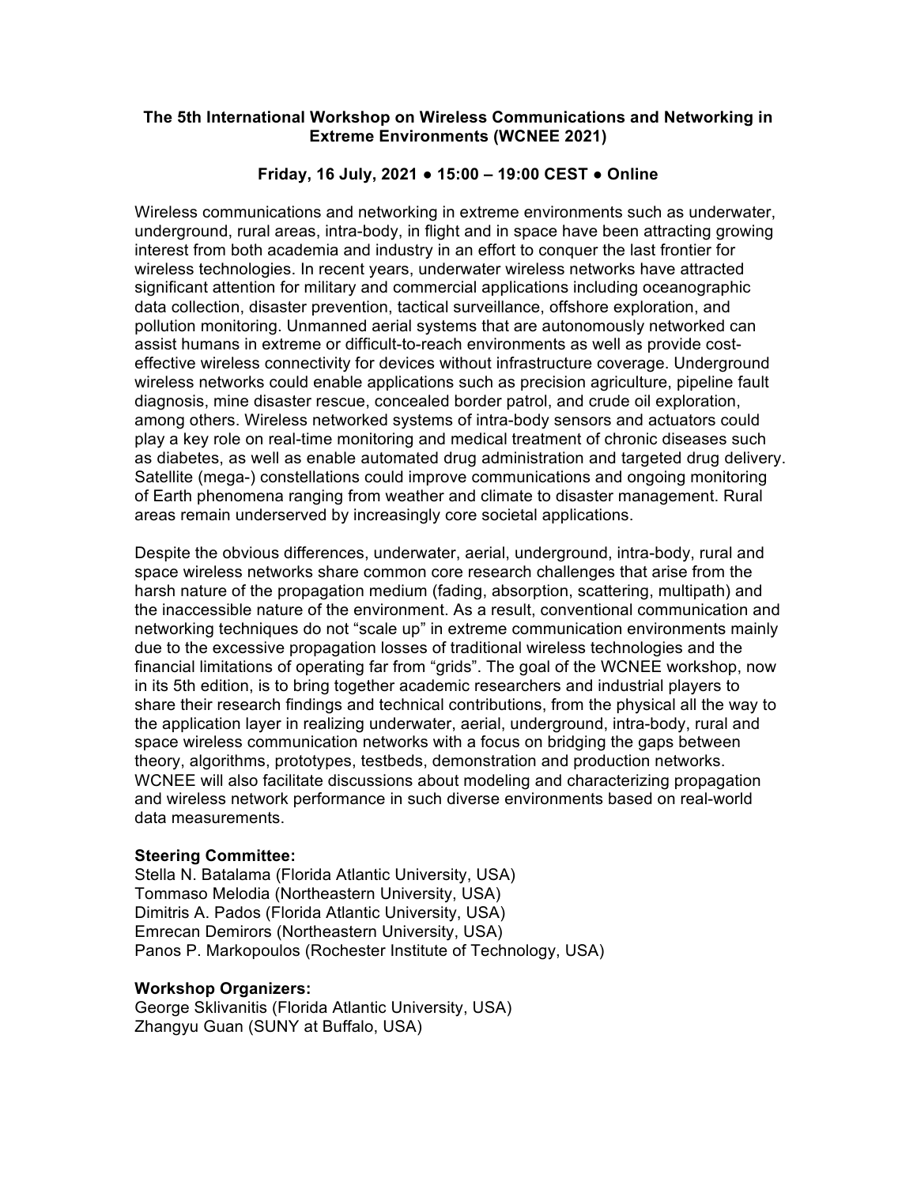# The 5th International Workshop on Wireless Communications and Networking in Extreme Environments (WCNEE 2021)

**Friday, 16 July, 2021 ● 15:00 – 19:00 CEST ● Online**

Wireless communications and networking in extreme environments such as underwater, underground, rural areas, intra-body, in flight and in space have been attracting growing interest from both academia and industry in an effort to conquer the last frontier for wireless technologies. In recent years, underwater wireless networks have attracted significant attention for military and commercial applications including oceanographic data collection, disaster prevention, tactical surveillance, offshore exploration, and pollution monitoring. Unmanned aerial systems that are autonomously networked can assist humans in extreme or difficult-to-reach environments as well as provide cost-effective wireless connectivity for devices without infrastructure coverage. Underground wireless networks could enable applications such as precision agriculture, pipeline fault diagnosis, mine disaster rescue, concealed border patrol, and crude oil exploration, among others. Wireless networked systems of intra-body sensors and actuators could play a key role on real-time monitoring and medical treatment of chronic diseases such as diabetes, as well as enable automated drug administration and targeted drug delivery. Satellite (mega-) constellations could improve communications and ongoing monitoring of Earth phenomena ranging from weather and climate to disaster management. Rural areas remain underserved by increasingly core societal applications.

Despite the obvious differences, underwater, aerial, underground, intra-body, rural and space wireless networks share common core research challenges that arise from the harsh nature of the propagation medium (fading, absorption, scattering, multipath) and the inaccessible nature of the environment. As a result, conventional communication and networking techniques do not "scale up" in extreme communication environments mainly due to the excessive propagation losses of traditional wireless technologies and the financial limitations of operating far from "grids". The goal of the WCNEE workshop, now in its 5th edition, is to bring together academic researchers and industrial players to share their research findings and technical contributions, from the physical all the way to the application layer in realizing underwater, aerial, underground, intra-body, rural and space wireless communication networks with a focus on bridging the gaps between theory, algorithms, prototypes, testbeds, demonstration and production networks. WCNEE will also facilitate discussions about modeling and characterizing propagation and wireless network performance in such diverse environments based on real-world data measurements.

**Steering Committee:**
Stella N. Batalama (Florida Atlantic University, USA)
Tommaso Melodia (Northeastern University, USA)
Dimitris A. Pados (Florida Atlantic University, USA)
Emrecan Demirors (Northeastern University, USA)
Panos P. Markopoulos (Rochester Institute of Technology, USA)

**Workshop Organizers:**
George Sklivanitis (Florida Atlantic University, USA)
Zhangyu Guan (SUNY at Buffalo, USA)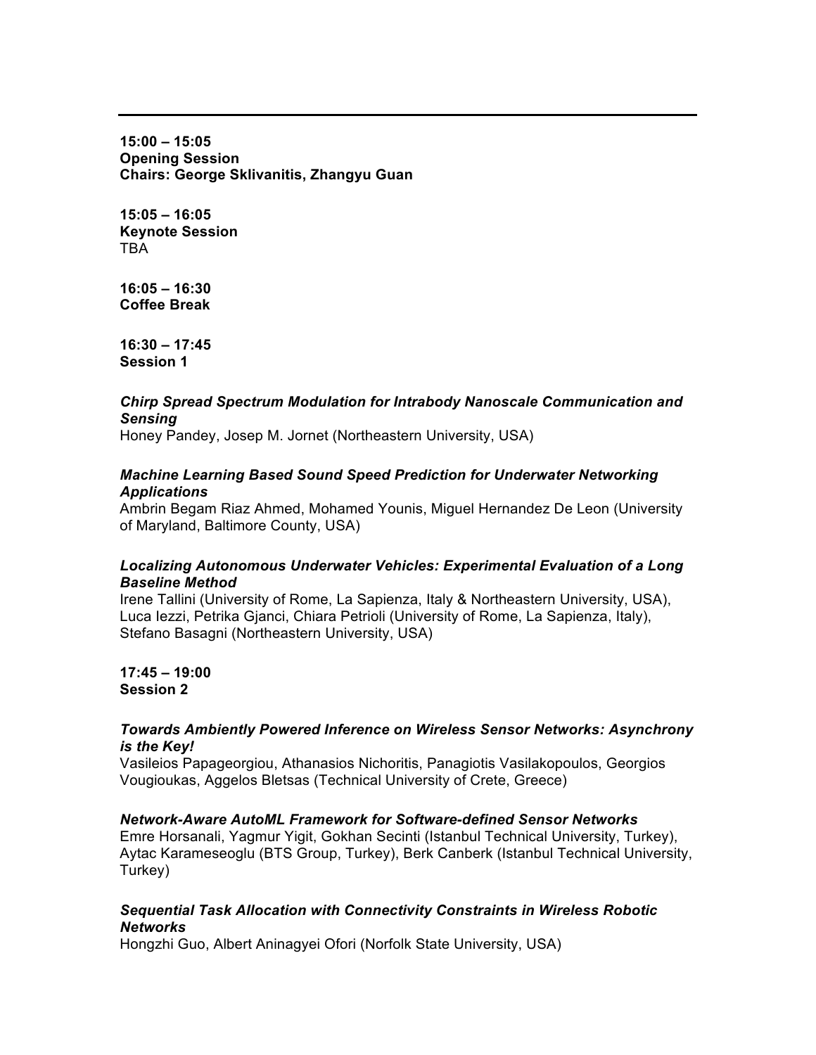**15:00 – 15:05**
**Opening Session**
**Chairs: George Sklivanitis, Zhangyu Guan**

**15:05 – 16:05**
**Keynote Session**
TBA

**16:05 – 16:30**
**Coffee Break**

**16:30 – 17:45**
**Session 1**

***Chirp Spread Spectrum Modulation for Intrabody Nanoscale Communication and Sensing***
Honey Pandey, Josep M. Jornet (Northeastern University, USA)

***Machine Learning Based Sound Speed Prediction for Underwater Networking Applications***
Ambrin Begam Riaz Ahmed, Mohamed Younis, Miguel Hernandez De Leon (University of Maryland, Baltimore County, USA)

***Localizing Autonomous Underwater Vehicles: Experimental Evaluation of a Long Baseline Method***
Irene Tallini (University of Rome, La Sapienza, Italy & Northeastern University, USA), Luca Iezzi, Petrika Gjanci, Chiara Petrioli (University of Rome, La Sapienza, Italy), Stefano Basagni (Northeastern University, USA)

**17:45 – 19:00**
**Session 2**

***Towards Ambiently Powered Inference on Wireless Sensor Networks: Asynchrony is the Key!***
Vasileios Papageorgiou, Athanasios Nichoritis, Panagiotis Vasilakopoulos, Georgios Vougioukas, Aggelos Bletsas (Technical University of Crete, Greece)

***Network-Aware AutoML Framework for Software-defined Sensor Networks***
Emre Horsanali, Yagmur Yigit, Gokhan Secinti (Istanbul Technical University, Turkey), Aytac Karameseoglu (BTS Group, Turkey), Berk Canberk (Istanbul Technical University, Turkey)

***Sequential Task Allocation with Connectivity Constraints in Wireless Robotic Networks***
Hongzhi Guo, Albert Aninagyei Ofori (Norfolk State University, USA)